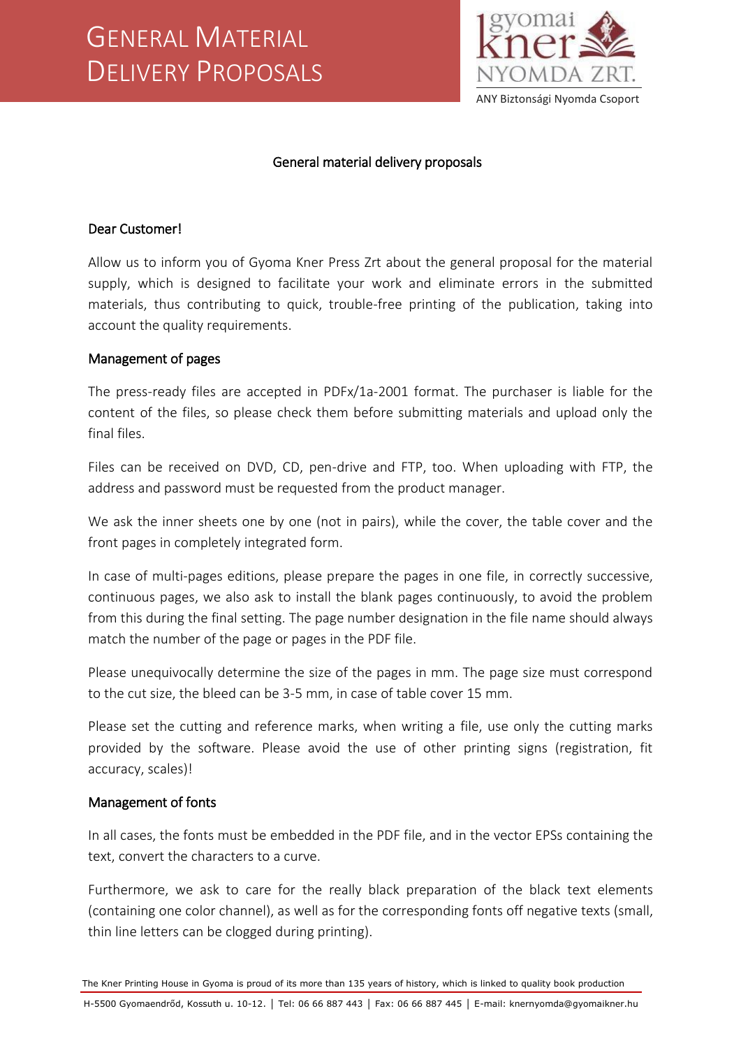# General Material Delivery Proposals

gyomai kner NYOMDA ZRT.
ANY Biztonsági Nyomda Csoport

## General material delivery proposals

Dear Customer!

Allow us to inform you of Gyoma Kner Press Zrt about the general proposal for the material supply, which is designed to facilitate your work and eliminate errors in the submitted materials, thus contributing to quick, trouble-free printing of the publication, taking into account the quality requirements.

### Management of pages

The press-ready files are accepted in PDFx/1a-2001 format. The purchaser is liable for the content of the files, so please check them before submitting materials and upload only the final files.

Files can be received on DVD, CD, pen-drive and FTP, too. When uploading with FTP, the address and password must be requested from the product manager.

We ask the inner sheets one by one (not in pairs), while the cover, the table cover and the front pages in completely integrated form.

In case of multi-pages editions, please prepare the pages in one file, in correctly successive, continuous pages, we also ask to install the blank pages continuously, to avoid the problem from this during the final setting. The page number designation in the file name should always match the number of the page or pages in the PDF file.

Please unequivocally determine the size of the pages in mm. The page size must correspond to the cut size, the bleed can be 3-5 mm, in case of table cover 15 mm.

Please set the cutting and reference marks, when writing a file, use only the cutting marks provided by the software. Please avoid the use of other printing signs (registration, fit accuracy, scales)!

### Management of fonts

In all cases, the fonts must be embedded in the PDF file, and in the vector EPSs containing the text, convert the characters to a curve.

Furthermore, we ask to care for the really black preparation of the black text elements (containing one color channel), as well as for the corresponding fonts off negative texts (small, thin line letters can be clogged during printing).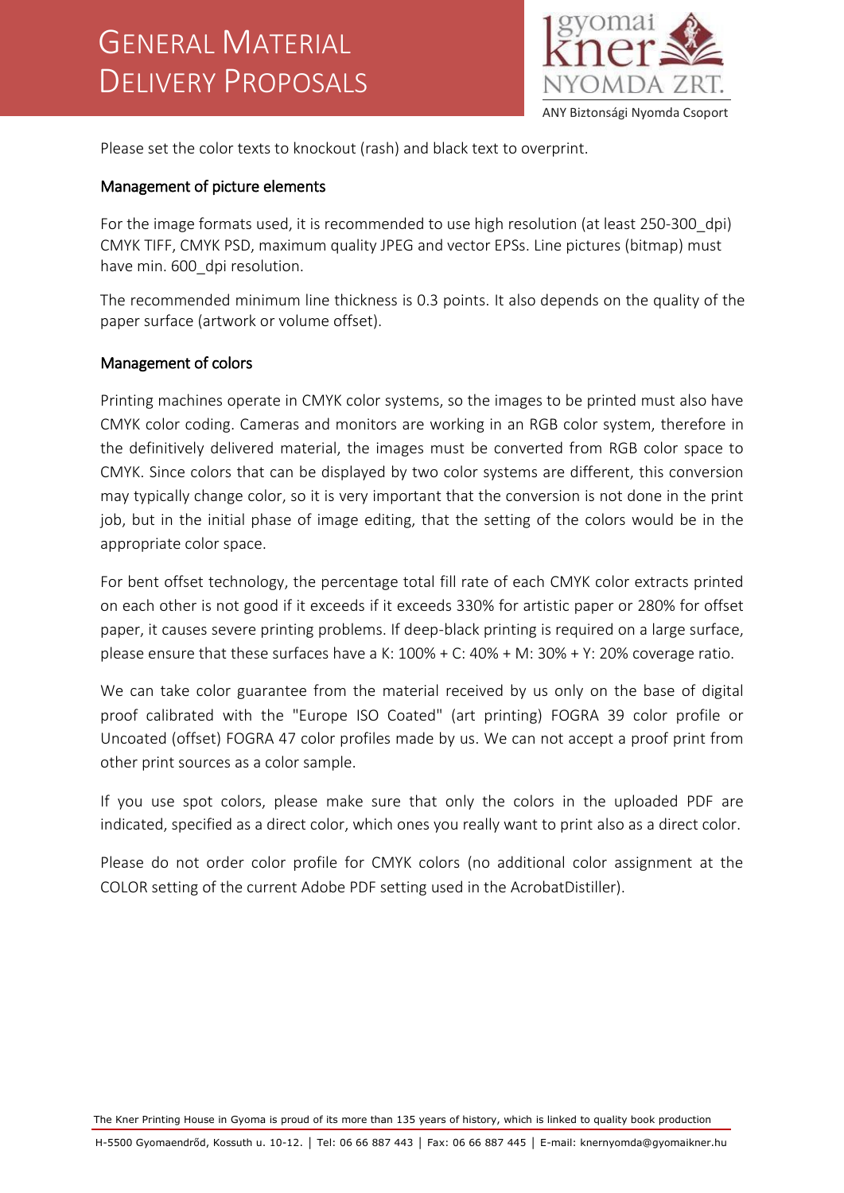Please set the color texts to knockout (rash) and black text to overprint.

### Management of picture elements

For the image formats used, it is recommended to use high resolution (at least 250-300_dpi) CMYK TIFF, CMYK PSD, maximum quality JPEG and vector EPSs. Line pictures (bitmap) must have min. 600_dpi resolution.

The recommended minimum line thickness is 0.3 points. It also depends on the quality of the paper surface (artwork or volume offset).

### Management of colors

Printing machines operate in CMYK color systems, so the images to be printed must also have CMYK color coding. Cameras and monitors are working in an RGB color system, therefore in the definitively delivered material, the images must be converted from RGB color space to CMYK. Since colors that can be displayed by two color systems are different, this conversion may typically change color, so it is very important that the conversion is not done in the print job, but in the initial phase of image editing, that the setting of the colors would be in the appropriate color space.

For bent offset technology, the percentage total fill rate of each CMYK color extracts printed on each other is not good if it exceeds if it exceeds 330% for artistic paper or 280% for offset paper, it causes severe printing problems. If deep-black printing is required on a large surface, please ensure that these surfaces have a K: 100% + C: 40% + M: 30% + Y: 20% coverage ratio.

We can take color guarantee from the material received by us only on the base of digital proof calibrated with the "Europe ISO Coated" (art printing) FOGRA 39 color profile or Uncoated (offset) FOGRA 47 color profiles made by us. We can not accept a proof print from other print sources as a color sample.

If you use spot colors, please make sure that only the colors in the uploaded PDF are indicated, specified as a direct color, which ones you really want to print also as a direct color.

Please do not order color profile for CMYK colors (no additional color assignment at the COLOR setting of the current Adobe PDF setting used in the AcrobatDistiller).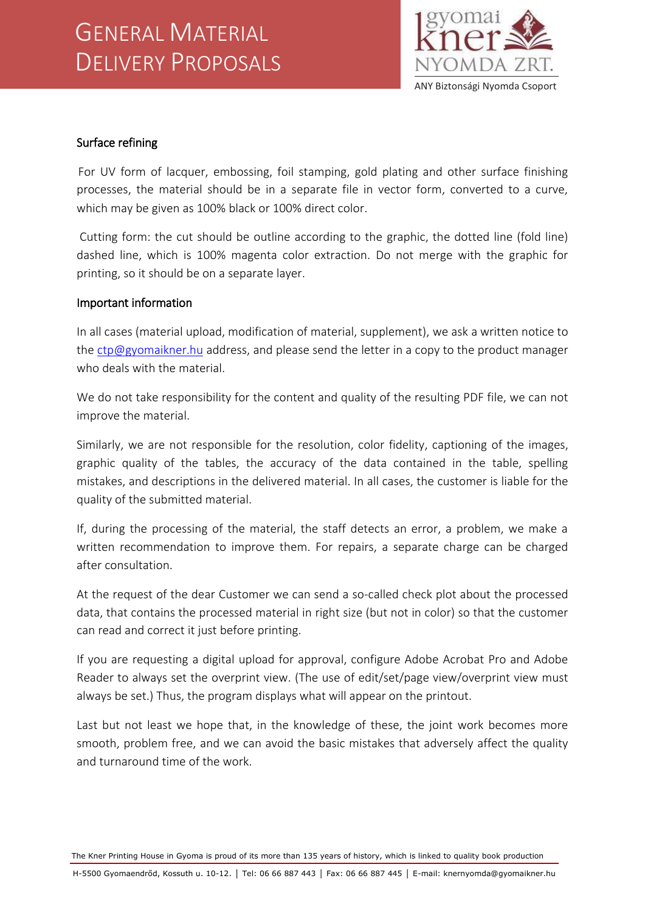## Surface refining

For UV form of lacquer, embossing, foil stamping, gold plating and other surface finishing processes, the material should be in a separate file in vector form, converted to a curve, which may be given as 100% black or 100% direct color.

Cutting form: the cut should be outline according to the graphic, the dotted line (fold line) dashed line, which is 100% magenta color extraction. Do not merge with the graphic for printing, so it should be on a separate layer.

## Important information

In all cases (material upload, modification of material, supplement), we ask a written notice to the ctp@gyomaikner.hu address, and please send the letter in a copy to the product manager who deals with the material.

We do not take responsibility for the content and quality of the resulting PDF file, we can not improve the material.

Similarly, we are not responsible for the resolution, color fidelity, captioning of the images, graphic quality of the tables, the accuracy of the data contained in the table, spelling mistakes, and descriptions in the delivered material. In all cases, the customer is liable for the quality of the submitted material.

If, during the processing of the material, the staff detects an error, a problem, we make a written recommendation to improve them. For repairs, a separate charge can be charged after consultation.

At the request of the dear Customer we can send a so-called check plot about the processed data, that contains the processed material in right size (but not in color) so that the customer can read and correct it just before printing.

If you are requesting a digital upload for approval, configure Adobe Acrobat Pro and Adobe Reader to always set the overprint view. (The use of edit/set/page view/overprint view must always be set.) Thus, the program displays what will appear on the printout.

Last but not least we hope that, in the knowledge of these, the joint work becomes more smooth, problem free, and we can avoid the basic mistakes that adversely affect the quality and turnaround time of the work.